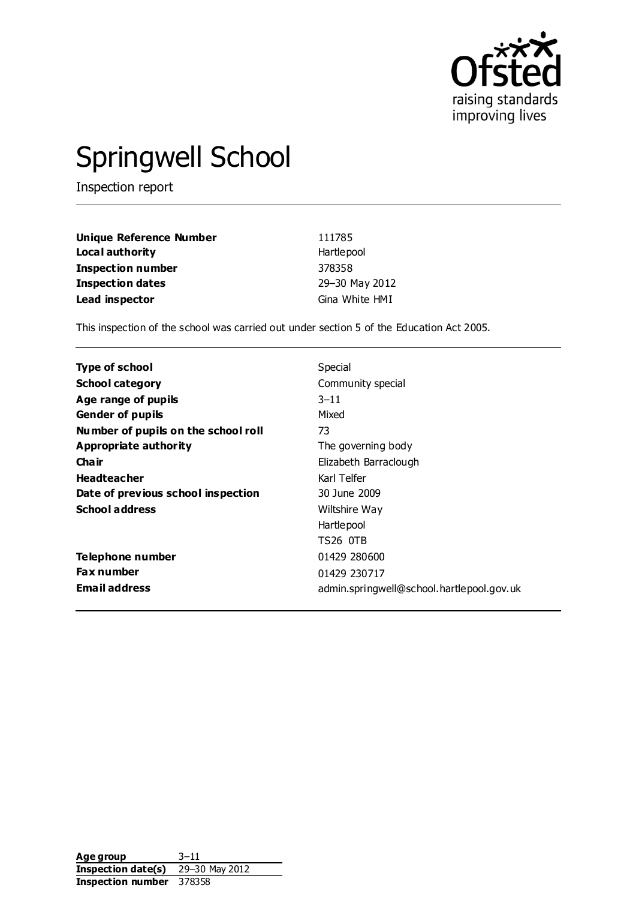# Springwell School

Inspection report

| | |
|---|---|
| **Unique Reference Number** | 111785 |
| **Local authority** | Hartlepool |
| **Inspection number** | 378358 |
| **Inspection dates** | 29–30 May 2012 |
| **Lead inspector** | Gina White HMI |

This inspection of the school was carried out under section 5 of the Education Act 2005.

| | |
|---|---|
| **Type of school** | Special |
| **School category** | Community special |
| **Age range of pupils** | 3–11 |
| **Gender of pupils** | Mixed |
| **Number of pupils on the school roll** | 73 |
| **Appropriate authority** | The governing body |
| **Chair** | Elizabeth Barraclough |
| **Headteacher** | Karl Telfer |
| **Date of previous school inspection** | 30 June 2009 |
| **School address** | Wiltshire Way<br>Hartlepool<br>TS26 0TB |
| **Telephone number** | 01429 280600 |
| **Fax number** | 01429 230717 |
| **Email address** | admin.springwell@school.hartlepool.gov.uk |

| | |
|---|---|
| **Age group** | 3–11 |
| **Inspection date(s)** | 29–30 May 2012 |
| **Inspection number** | 378358 |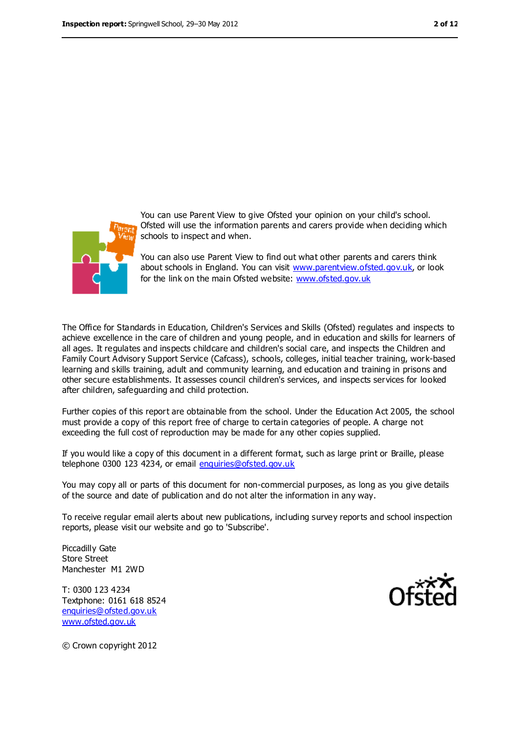You can use Parent View to give Ofsted your opinion on your child's school. Ofsted will use the information parents and carers provide when deciding which schools to inspect and when.

You can also use Parent View to find out what other parents and carers think about schools in England. You can visit www.parentview.ofsted.gov.uk, or look for the link on the main Ofsted website: www.ofsted.gov.uk

The Office for Standards in Education, Children's Services and Skills (Ofsted) regulates and inspects to achieve excellence in the care of children and young people, and in education and skills for learners of all ages. It regulates and inspects childcare and children's social care, and inspects the Children and Family Court Advisory Support Service (Cafcass), schools, colleges, initial teacher training, work-based learning and skills training, adult and community learning, and education and training in prisons and other secure establishments. It assesses council children's services, and inspects services for looked after children, safeguarding and child protection.

Further copies of this report are obtainable from the school. Under the Education Act 2005, the school must provide a copy of this report free of charge to certain categories of people. A charge not exceeding the full cost of reproduction may be made for any other copies supplied.

If you would like a copy of this document in a different format, such as large print or Braille, please telephone 0300 123 4234, or email enquiries@ofsted.gov.uk

You may copy all or parts of this document for non-commercial purposes, as long as you give details of the source and date of publication and do not alter the information in any way.

To receive regular email alerts about new publications, including survey reports and school inspection reports, please visit our website and go to 'Subscribe'.

Piccadilly Gate
Store Street
Manchester M1 2WD

T: 0300 123 4234
Textphone: 0161 618 8524
enquiries@ofsted.gov.uk
www.ofsted.gov.uk

© Crown copyright 2012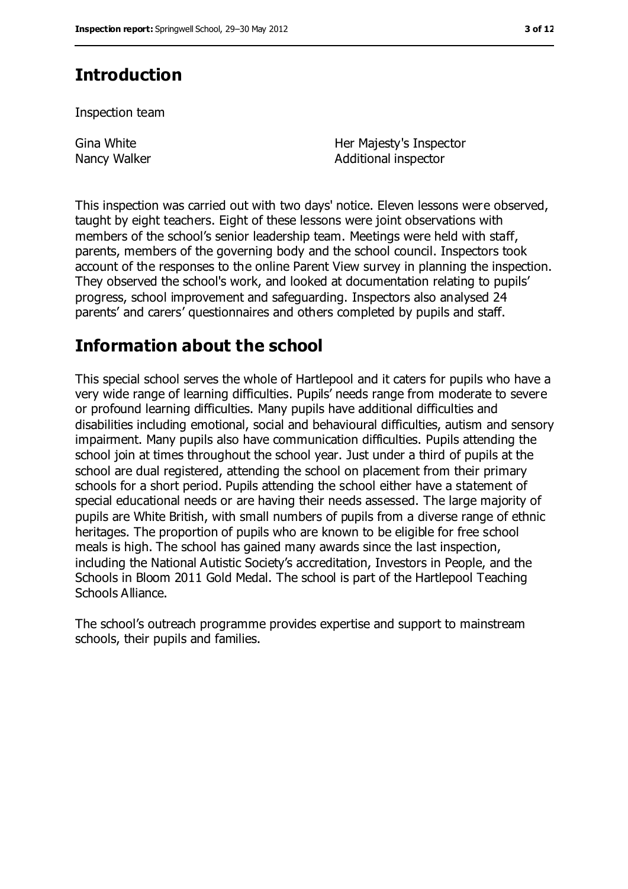## Introduction

Inspection team

| | |
|---|---|
| Gina White | Her Majesty's Inspector |
| Nancy Walker | Additional inspector |

This inspection was carried out with two days' notice. Eleven lessons were observed, taught by eight teachers. Eight of these lessons were joint observations with members of the school's senior leadership team. Meetings were held with staff, parents, members of the governing body and the school council. Inspectors took account of the responses to the online Parent View survey in planning the inspection. They observed the school's work, and looked at documentation relating to pupils' progress, school improvement and safeguarding. Inspectors also analysed 24 parents' and carers' questionnaires and others completed by pupils and staff.

## Information about the school

This special school serves the whole of Hartlepool and it caters for pupils who have a very wide range of learning difficulties. Pupils' needs range from moderate to severe or profound learning difficulties. Many pupils have additional difficulties and disabilities including emotional, social and behavioural difficulties, autism and sensory impairment. Many pupils also have communication difficulties. Pupils attending the school join at times throughout the school year. Just under a third of pupils at the school are dual registered, attending the school on placement from their primary schools for a short period. Pupils attending the school either have a statement of special educational needs or are having their needs assessed. The large majority of pupils are White British, with small numbers of pupils from a diverse range of ethnic heritages. The proportion of pupils who are known to be eligible for free school meals is high. The school has gained many awards since the last inspection, including the National Autistic Society's accreditation, Investors in People, and the Schools in Bloom 2011 Gold Medal. The school is part of the Hartlepool Teaching Schools Alliance.

The school's outreach programme provides expertise and support to mainstream schools, their pupils and families.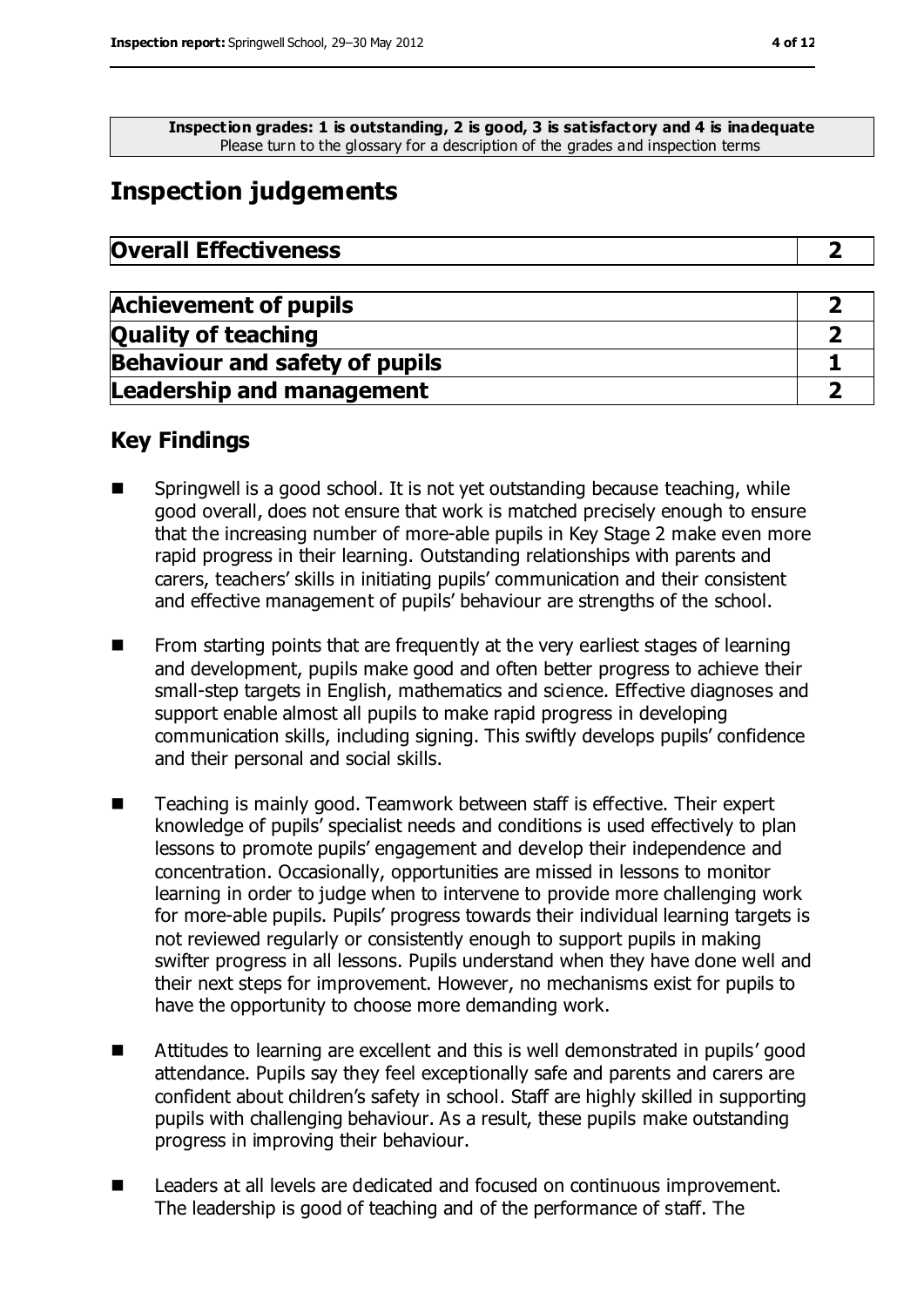**Inspection grades: 1 is outstanding, 2 is good, 3 is satisfactory and 4 is inadequate**
Please turn to the glossary for a description of the grades and inspection terms

## Inspection judgements

| **Overall Effectiveness** | **2** |
|---|---|

| **Achievement of pupils** | **2** |
|---|---|
| **Quality of teaching** | **2** |
| **Behaviour and safety of pupils** | **1** |
| **Leadership and management** | **2** |

### Key Findings

- Springwell is a good school. It is not yet outstanding because teaching, while good overall, does not ensure that work is matched precisely enough to ensure that the increasing number of more-able pupils in Key Stage 2 make even more rapid progress in their learning. Outstanding relationships with parents and carers, teachers' skills in initiating pupils' communication and their consistent and effective management of pupils' behaviour are strengths of the school.

- From starting points that are frequently at the very earliest stages of learning and development, pupils make good and often better progress to achieve their small-step targets in English, mathematics and science. Effective diagnoses and support enable almost all pupils to make rapid progress in developing communication skills, including signing. This swiftly develops pupils' confidence and their personal and social skills.

- Teaching is mainly good. Teamwork between staff is effective. Their expert knowledge of pupils' specialist needs and conditions is used effectively to plan lessons to promote pupils' engagement and develop their independence and concentration. Occasionally, opportunities are missed in lessons to monitor learning in order to judge when to intervene to provide more challenging work for more-able pupils. Pupils' progress towards their individual learning targets is not reviewed regularly or consistently enough to support pupils in making swifter progress in all lessons. Pupils understand when they have done well and their next steps for improvement. However, no mechanisms exist for pupils to have the opportunity to choose more demanding work.

- Attitudes to learning are excellent and this is well demonstrated in pupils' good attendance. Pupils say they feel exceptionally safe and parents and carers are confident about children's safety in school. Staff are highly skilled in supporting pupils with challenging behaviour. As a result, these pupils make outstanding progress in improving their behaviour.

- Leaders at all levels are dedicated and focused on continuous improvement. The leadership is good of teaching and of the performance of staff. The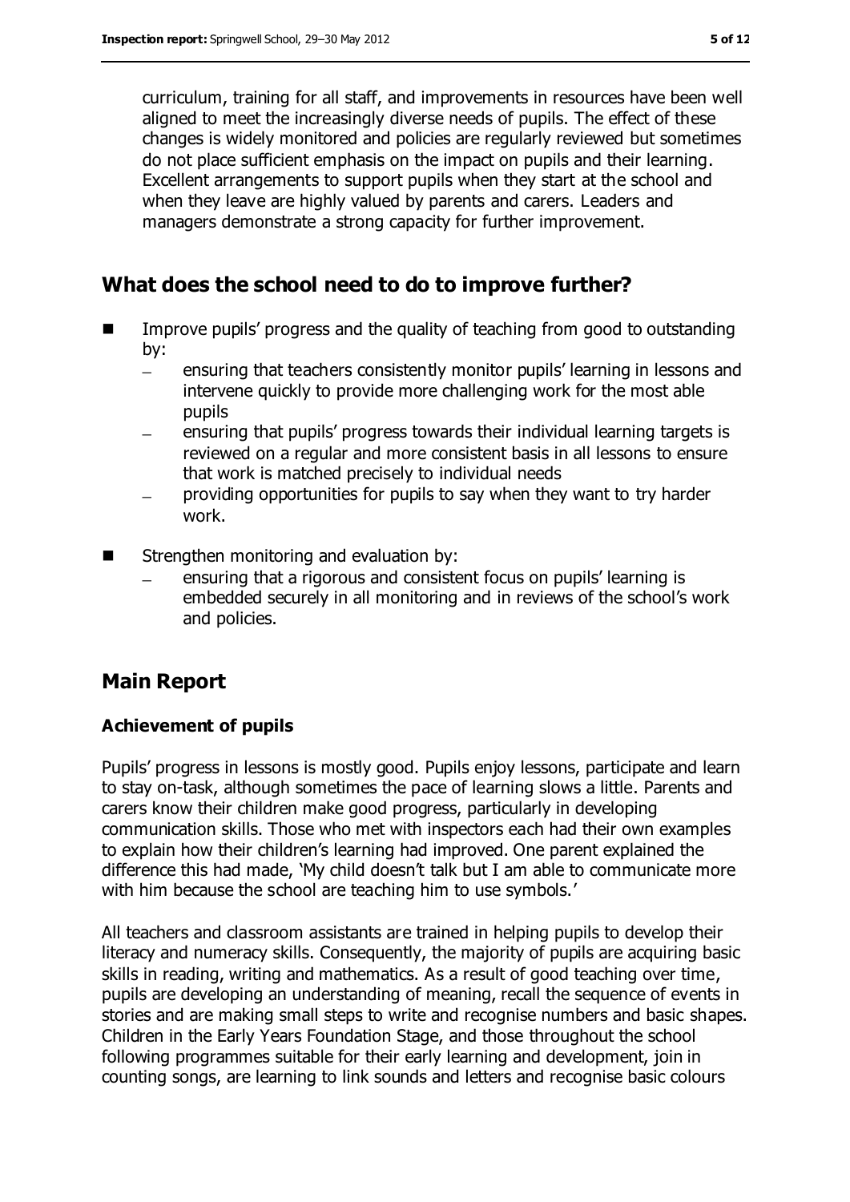curriculum, training for all staff, and improvements in resources have been well aligned to meet the increasingly diverse needs of pupils. The effect of these changes is widely monitored and policies are regularly reviewed but sometimes do not place sufficient emphasis on the impact on pupils and their learning. Excellent arrangements to support pupils when they start at the school and when they leave are highly valued by parents and carers. Leaders and managers demonstrate a strong capacity for further improvement.

## What does the school need to do to improve further?

- Improve pupils' progress and the quality of teaching from good to outstanding by:
  - ensuring that teachers consistently monitor pupils' learning in lessons and intervene quickly to provide more challenging work for the most able pupils
  - ensuring that pupils' progress towards their individual learning targets is reviewed on a regular and more consistent basis in all lessons to ensure that work is matched precisely to individual needs
  - providing opportunities for pupils to say when they want to try harder work.
- Strengthen monitoring and evaluation by:
  - ensuring that a rigorous and consistent focus on pupils' learning is embedded securely in all monitoring and in reviews of the school's work and policies.

## Main Report

### Achievement of pupils

Pupils' progress in lessons is mostly good. Pupils enjoy lessons, participate and learn to stay on-task, although sometimes the pace of learning slows a little. Parents and carers know their children make good progress, particularly in developing communication skills. Those who met with inspectors each had their own examples to explain how their children's learning had improved. One parent explained the difference this had made, 'My child doesn't talk but I am able to communicate more with him because the school are teaching him to use symbols.'

All teachers and classroom assistants are trained in helping pupils to develop their literacy and numeracy skills. Consequently, the majority of pupils are acquiring basic skills in reading, writing and mathematics. As a result of good teaching over time, pupils are developing an understanding of meaning, recall the sequence of events in stories and are making small steps to write and recognise numbers and basic shapes. Children in the Early Years Foundation Stage, and those throughout the school following programmes suitable for their early learning and development, join in counting songs, are learning to link sounds and letters and recognise basic colours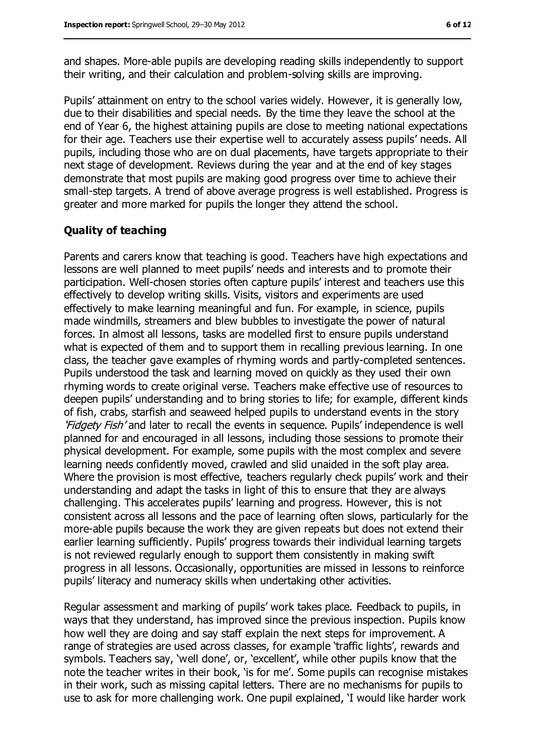and shapes. More-able pupils are developing reading skills independently to support their writing, and their calculation and problem-solving skills are improving.

Pupils' attainment on entry to the school varies widely. However, it is generally low, due to their disabilities and special needs. By the time they leave the school at the end of Year 6, the highest attaining pupils are close to meeting national expectations for their age. Teachers use their expertise well to accurately assess pupils' needs. All pupils, including those who are on dual placements, have targets appropriate to their next stage of development. Reviews during the year and at the end of key stages demonstrate that most pupils are making good progress over time to achieve their small-step targets. A trend of above average progress is well established. Progress is greater and more marked for pupils the longer they attend the school.

### Quality of teaching

Parents and carers know that teaching is good. Teachers have high expectations and lessons are well planned to meet pupils' needs and interests and to promote their participation. Well-chosen stories often capture pupils' interest and teachers use this effectively to develop writing skills. Visits, visitors and experiments are used effectively to make learning meaningful and fun. For example, in science, pupils made windmills, streamers and blew bubbles to investigate the power of natural forces. In almost all lessons, tasks are modelled first to ensure pupils understand what is expected of them and to support them in recalling previous learning. In one class, the teacher gave examples of rhyming words and partly-completed sentences. Pupils understood the task and learning moved on quickly as they used their own rhyming words to create original verse. Teachers make effective use of resources to deepen pupils' understanding and to bring stories to life; for example, different kinds of fish, crabs, starfish and seaweed helped pupils to understand events in the story *'Fidgety Fish'* and later to recall the events in sequence. Pupils' independence is well planned for and encouraged in all lessons, including those sessions to promote their physical development. For example, some pupils with the most complex and severe learning needs confidently moved, crawled and slid unaided in the soft play area. Where the provision is most effective, teachers regularly check pupils' work and their understanding and adapt the tasks in light of this to ensure that they are always challenging. This accelerates pupils' learning and progress. However, this is not consistent across all lessons and the pace of learning often slows, particularly for the more-able pupils because the work they are given repeats but does not extend their earlier learning sufficiently. Pupils' progress towards their individual learning targets is not reviewed regularly enough to support them consistently in making swift progress in all lessons. Occasionally, opportunities are missed in lessons to reinforce pupils' literacy and numeracy skills when undertaking other activities.

Regular assessment and marking of pupils' work takes place. Feedback to pupils, in ways that they understand, has improved since the previous inspection. Pupils know how well they are doing and say staff explain the next steps for improvement. A range of strategies are used across classes, for example 'traffic lights', rewards and symbols. Teachers say, 'well done', or, 'excellent', while other pupils know that the note the teacher writes in their book, 'is for me'. Some pupils can recognise mistakes in their work, such as missing capital letters. There are no mechanisms for pupils to use to ask for more challenging work. One pupil explained, 'I would like harder work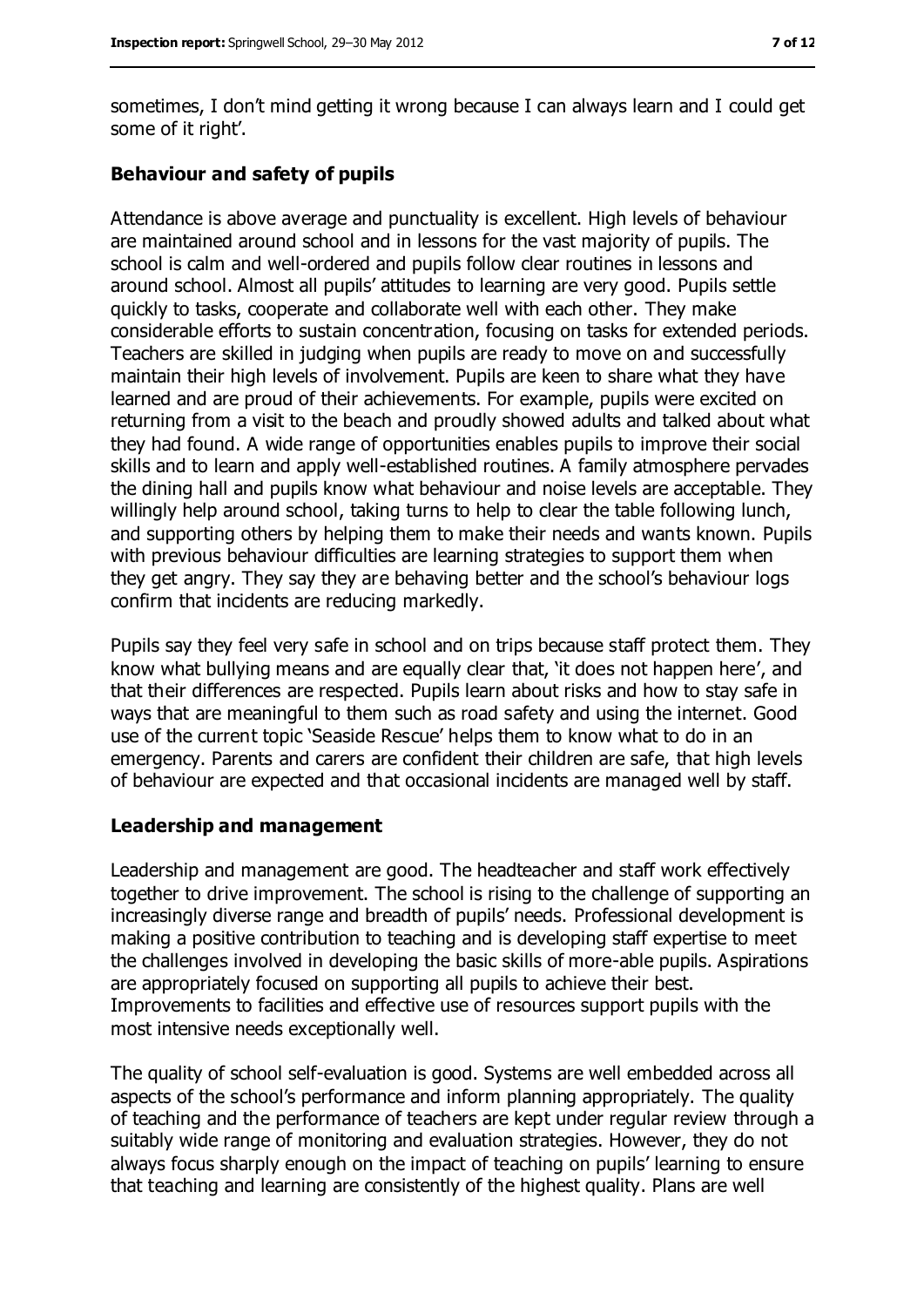sometimes, I don't mind getting it wrong because I can always learn and I could get some of it right'.

### Behaviour and safety of pupils

Attendance is above average and punctuality is excellent. High levels of behaviour are maintained around school and in lessons for the vast majority of pupils. The school is calm and well-ordered and pupils follow clear routines in lessons and around school. Almost all pupils' attitudes to learning are very good. Pupils settle quickly to tasks, cooperate and collaborate well with each other. They make considerable efforts to sustain concentration, focusing on tasks for extended periods. Teachers are skilled in judging when pupils are ready to move on and successfully maintain their high levels of involvement. Pupils are keen to share what they have learned and are proud of their achievements. For example, pupils were excited on returning from a visit to the beach and proudly showed adults and talked about what they had found. A wide range of opportunities enables pupils to improve their social skills and to learn and apply well-established routines. A family atmosphere pervades the dining hall and pupils know what behaviour and noise levels are acceptable. They willingly help around school, taking turns to help to clear the table following lunch, and supporting others by helping them to make their needs and wants known. Pupils with previous behaviour difficulties are learning strategies to support them when they get angry. They say they are behaving better and the school's behaviour logs confirm that incidents are reducing markedly.

Pupils say they feel very safe in school and on trips because staff protect them. They know what bullying means and are equally clear that, 'it does not happen here', and that their differences are respected. Pupils learn about risks and how to stay safe in ways that are meaningful to them such as road safety and using the internet. Good use of the current topic 'Seaside Rescue' helps them to know what to do in an emergency. Parents and carers are confident their children are safe, that high levels of behaviour are expected and that occasional incidents are managed well by staff.

### Leadership and management

Leadership and management are good. The headteacher and staff work effectively together to drive improvement. The school is rising to the challenge of supporting an increasingly diverse range and breadth of pupils' needs. Professional development is making a positive contribution to teaching and is developing staff expertise to meet the challenges involved in developing the basic skills of more-able pupils. Aspirations are appropriately focused on supporting all pupils to achieve their best. Improvements to facilities and effective use of resources support pupils with the most intensive needs exceptionally well.

The quality of school self-evaluation is good. Systems are well embedded across all aspects of the school's performance and inform planning appropriately. The quality of teaching and the performance of teachers are kept under regular review through a suitably wide range of monitoring and evaluation strategies. However, they do not always focus sharply enough on the impact of teaching on pupils' learning to ensure that teaching and learning are consistently of the highest quality. Plans are well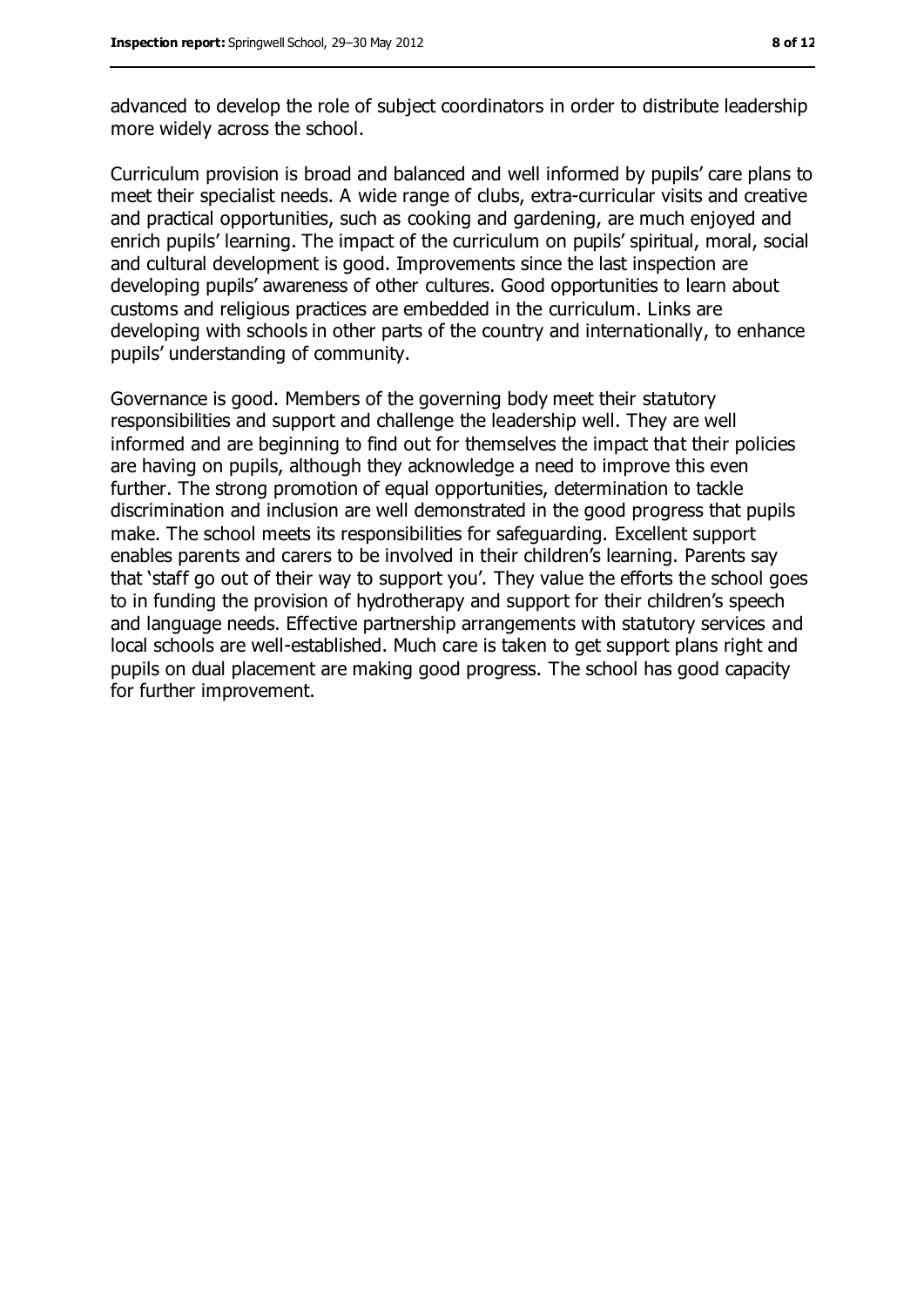advanced to develop the role of subject coordinators in order to distribute leadership more widely across the school.

Curriculum provision is broad and balanced and well informed by pupils' care plans to meet their specialist needs. A wide range of clubs, extra-curricular visits and creative and practical opportunities, such as cooking and gardening, are much enjoyed and enrich pupils' learning. The impact of the curriculum on pupils' spiritual, moral, social and cultural development is good. Improvements since the last inspection are developing pupils' awareness of other cultures. Good opportunities to learn about customs and religious practices are embedded in the curriculum. Links are developing with schools in other parts of the country and internationally, to enhance pupils' understanding of community.

Governance is good. Members of the governing body meet their statutory responsibilities and support and challenge the leadership well. They are well informed and are beginning to find out for themselves the impact that their policies are having on pupils, although they acknowledge a need to improve this even further. The strong promotion of equal opportunities, determination to tackle discrimination and inclusion are well demonstrated in the good progress that pupils make. The school meets its responsibilities for safeguarding. Excellent support enables parents and carers to be involved in their children's learning. Parents say that 'staff go out of their way to support you'. They value the efforts the school goes to in funding the provision of hydrotherapy and support for their children's speech and language needs. Effective partnership arrangements with statutory services and local schools are well-established. Much care is taken to get support plans right and pupils on dual placement are making good progress. The school has good capacity for further improvement.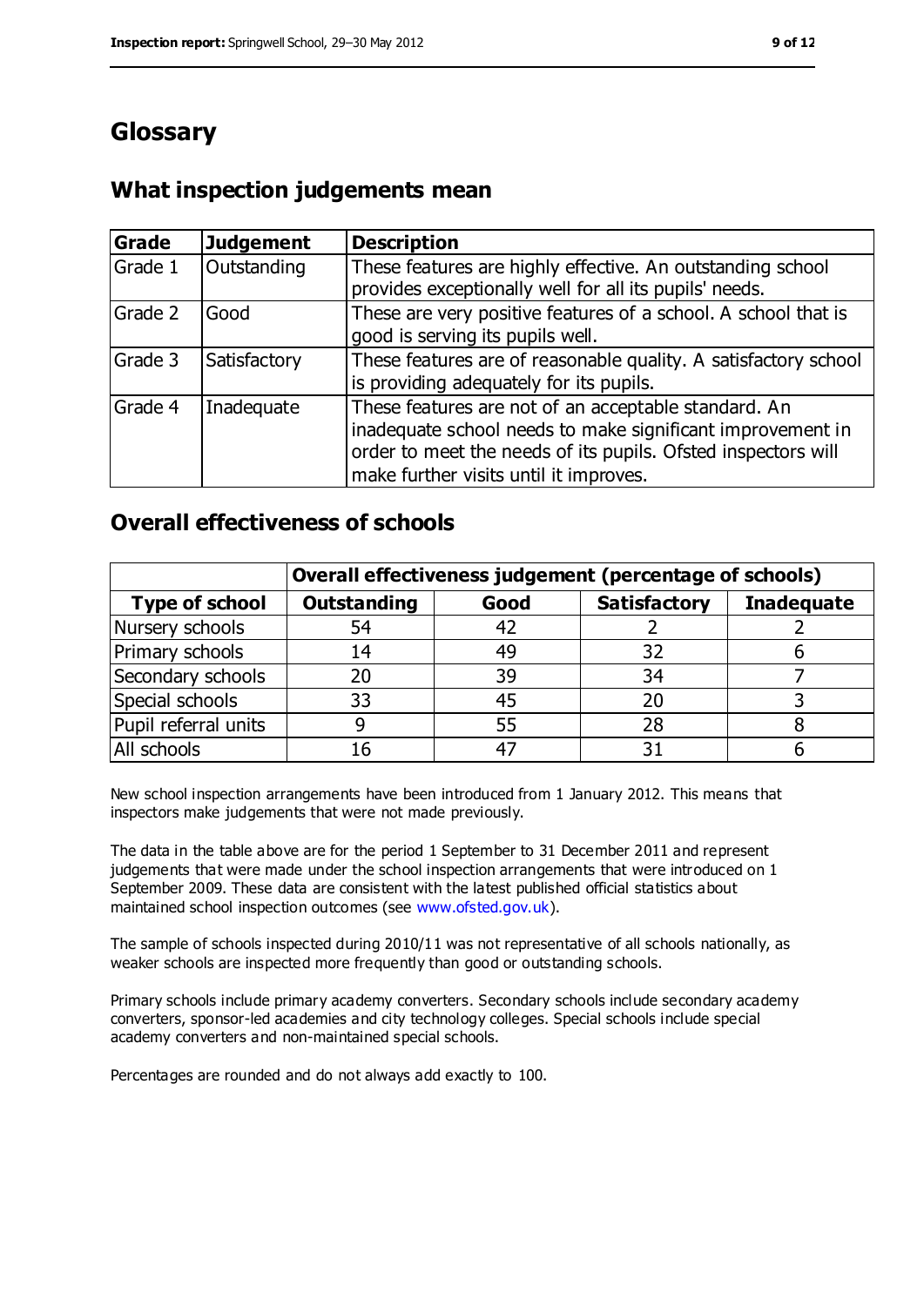# Glossary

## What inspection judgements mean

| Grade | Judgement | Description |
| --- | --- | --- |
| Grade 1 | Outstanding | These features are highly effective. An outstanding school provides exceptionally well for all its pupils' needs. |
| Grade 2 | Good | These are very positive features of a school. A school that is good is serving its pupils well. |
| Grade 3 | Satisfactory | These features are of reasonable quality. A satisfactory school is providing adequately for its pupils. |
| Grade 4 | Inadequate | These features are not of an acceptable standard. An inadequate school needs to make significant improvement in order to meet the needs of its pupils. Ofsted inspectors will make further visits until it improves. |

## Overall effectiveness of schools

| | Overall effectiveness judgement (percentage of schools) | | | |
| --- | --- | --- | --- | --- |
| **Type of school** | **Outstanding** | **Good** | **Satisfactory** | **Inadequate** |
| Nursery schools | 54 | 42 | 2 | 2 |
| Primary schools | 14 | 49 | 32 | 6 |
| Secondary schools | 20 | 39 | 34 | 7 |
| Special schools | 33 | 45 | 20 | 3 |
| Pupil referral units | 9 | 55 | 28 | 8 |
| All schools | 16 | 47 | 31 | 6 |

New school inspection arrangements have been introduced from 1 January 2012. This means that inspectors make judgements that were not made previously.

The data in the table above are for the period 1 September to 31 December 2011 and represent judgements that were made under the school inspection arrangements that were introduced on 1 September 2009. These data are consistent with the latest published official statistics about maintained school inspection outcomes (see www.ofsted.gov.uk).

The sample of schools inspected during 2010/11 was not representative of all schools nationally, as weaker schools are inspected more frequently than good or outstanding schools.

Primary schools include primary academy converters. Secondary schools include secondary academy converters, sponsor-led academies and city technology colleges. Special schools include special academy converters and non-maintained special schools.

Percentages are rounded and do not always add exactly to 100.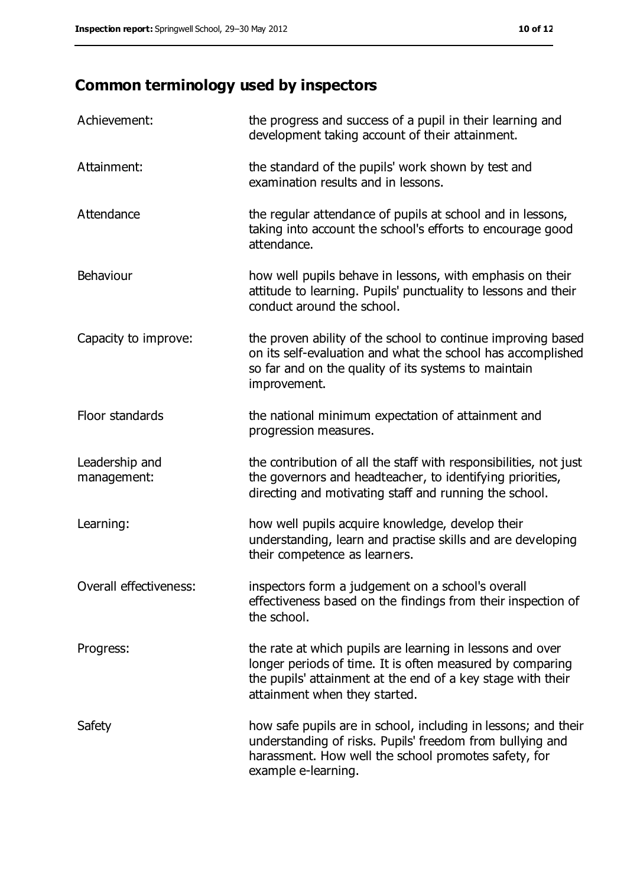## Common terminology used by inspectors

| | |
|---|---|
| Achievement: | the progress and success of a pupil in their learning and development taking account of their attainment. |
| Attainment: | the standard of the pupils' work shown by test and examination results and in lessons. |
| Attendance | the regular attendance of pupils at school and in lessons, taking into account the school's efforts to encourage good attendance. |
| Behaviour | how well pupils behave in lessons, with emphasis on their attitude to learning. Pupils' punctuality to lessons and their conduct around the school. |
| Capacity to improve: | the proven ability of the school to continue improving based on its self-evaluation and what the school has accomplished so far and on the quality of its systems to maintain improvement. |
| Floor standards | the national minimum expectation of attainment and progression measures. |
| Leadership and management: | the contribution of all the staff with responsibilities, not just the governors and headteacher, to identifying priorities, directing and motivating staff and running the school. |
| Learning: | how well pupils acquire knowledge, develop their understanding, learn and practise skills and are developing their competence as learners. |
| Overall effectiveness: | inspectors form a judgement on a school's overall effectiveness based on the findings from their inspection of the school. |
| Progress: | the rate at which pupils are learning in lessons and over longer periods of time. It is often measured by comparing the pupils' attainment at the end of a key stage with their attainment when they started. |
| Safety | how safe pupils are in school, including in lessons; and their understanding of risks. Pupils' freedom from bullying and harassment. How well the school promotes safety, for example e-learning. |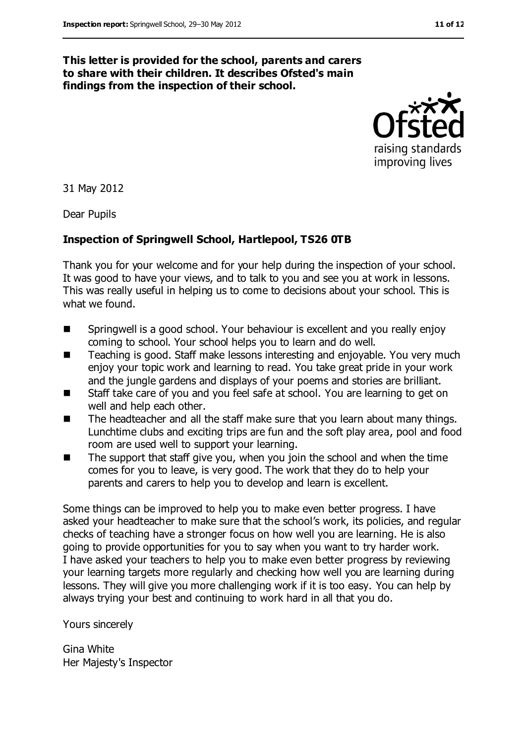**This letter is provided for the school, parents and carers to share with their children. It describes Ofsted's main findings from the inspection of their school.**

31 May 2012

Dear Pupils

**Inspection of Springwell School, Hartlepool, TS26 0TB**

Thank you for your welcome and for your help during the inspection of your school. It was good to have your views, and to talk to you and see you at work in lessons. This was really useful in helping us to come to decisions about your school. This is what we found.

- Springwell is a good school. Your behaviour is excellent and you really enjoy coming to school. Your school helps you to learn and do well.
- Teaching is good. Staff make lessons interesting and enjoyable. You very much enjoy your topic work and learning to read. You take great pride in your work and the jungle gardens and displays of your poems and stories are brilliant.
- Staff take care of you and you feel safe at school. You are learning to get on well and help each other.
- The headteacher and all the staff make sure that you learn about many things. Lunchtime clubs and exciting trips are fun and the soft play area, pool and food room are used well to support your learning.
- The support that staff give you, when you join the school and when the time comes for you to leave, is very good. The work that they do to help your parents and carers to help you to develop and learn is excellent.

Some things can be improved to help you to make even better progress. I have asked your headteacher to make sure that the school's work, its policies, and regular checks of teaching have a stronger focus on how well you are learning. He is also going to provide opportunities for you to say when you want to try harder work. I have asked your teachers to help you to make even better progress by reviewing your learning targets more regularly and checking how well you are learning during lessons. They will give you more challenging work if it is too easy. You can help by always trying your best and continuing to work hard in all that you do.

Yours sincerely

Gina White
Her Majesty's Inspector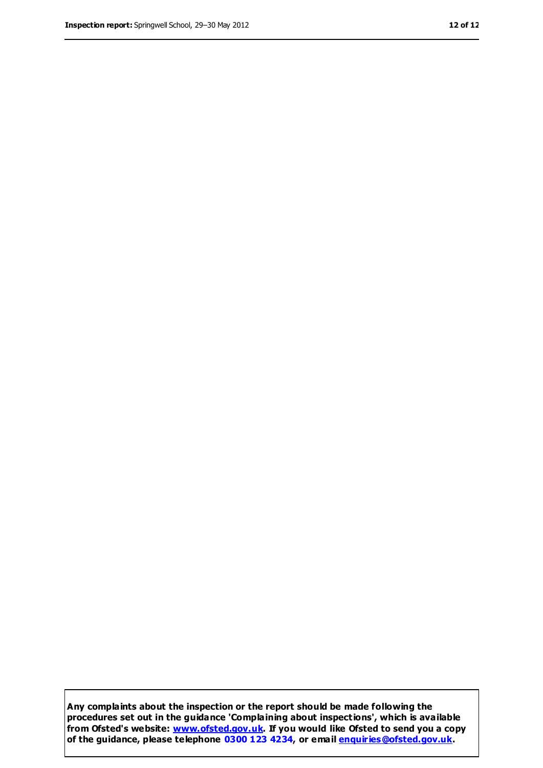**Any complaints about the inspection or the report should be made following the procedures set out in the guidance 'Complaining about inspections', which is available from Ofsted's website: www.ofsted.gov.uk. If you would like Ofsted to send you a copy of the guidance, please telephone 0300 123 4234, or email enquiries@ofsted.gov.uk.**